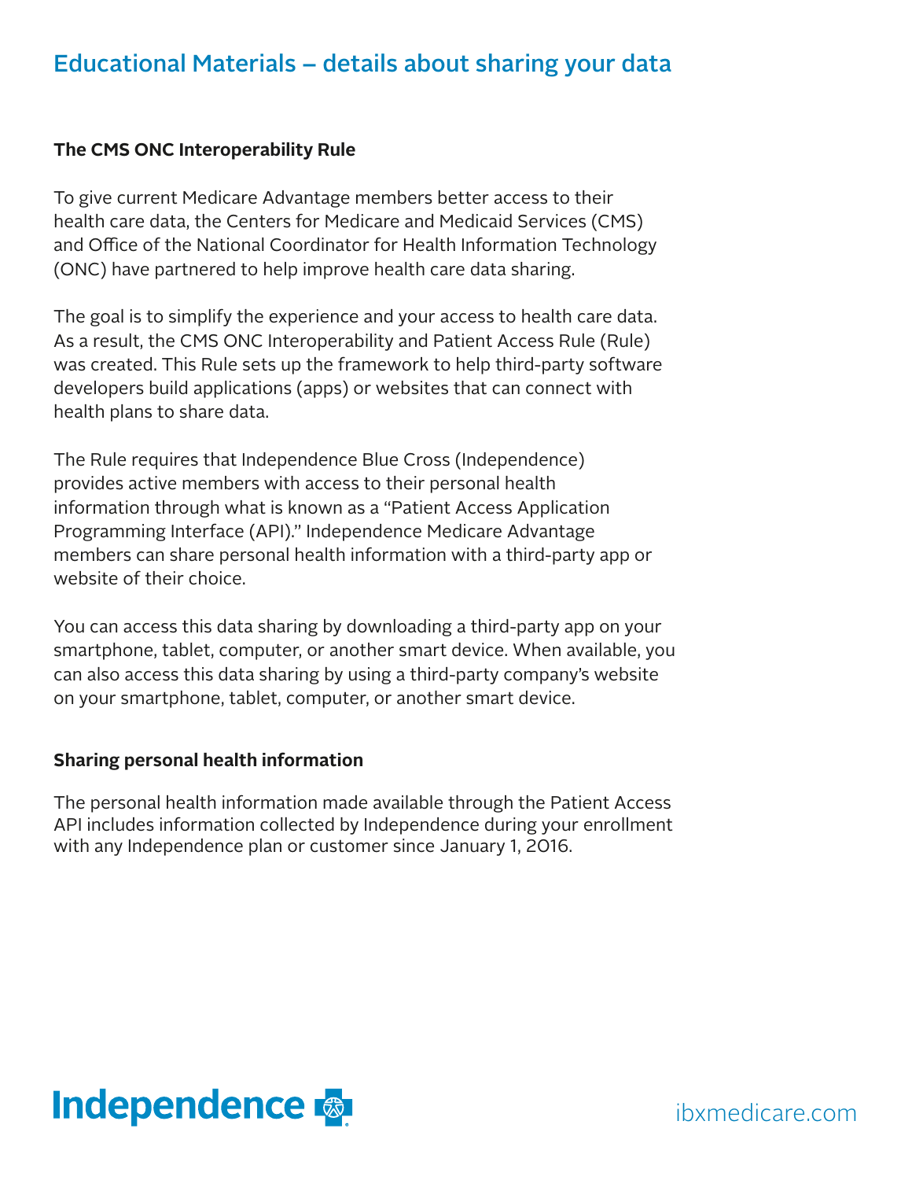# Educational Materials – details about sharing your data

## The CMS ONC Interoperability Rule

To give current Medicare Advantage members better access to their health care data, the Centers for Medicare and Medicaid Services (CMS) and Office of the National Coordinator for Health Information Technology (ONC) have partnered to help improve health care data sharing.

The goal is to simplify the experience and your access to health care data. As a result, the CMS ONC Interoperability and Patient Access Rule (Rule) was created. This Rule sets up the framework to help third-party software developers build applications (apps) or websites that can connect with health plans to share data.

The Rule requires that Independence Blue Cross (Independence) provides active members with access to their personal health information through what is known as a "Patient Access Application Programming Interface (API)." Independence Medicare Advantage members can share personal health information with a third-party app or website of their choice.

You can access this data sharing by downloading a third-party app on your smartphone, tablet, computer, or another smart device. When available, you can also access this data sharing by using a third-party company's website on your smartphone, tablet, computer, or another smart device.

## Sharing personal health information

The personal health information made available through the Patient Access API includes information collected by Independence during your enrollment with any Independence plan or customer since January 1, 2016.

Independence

ibxmedicare.com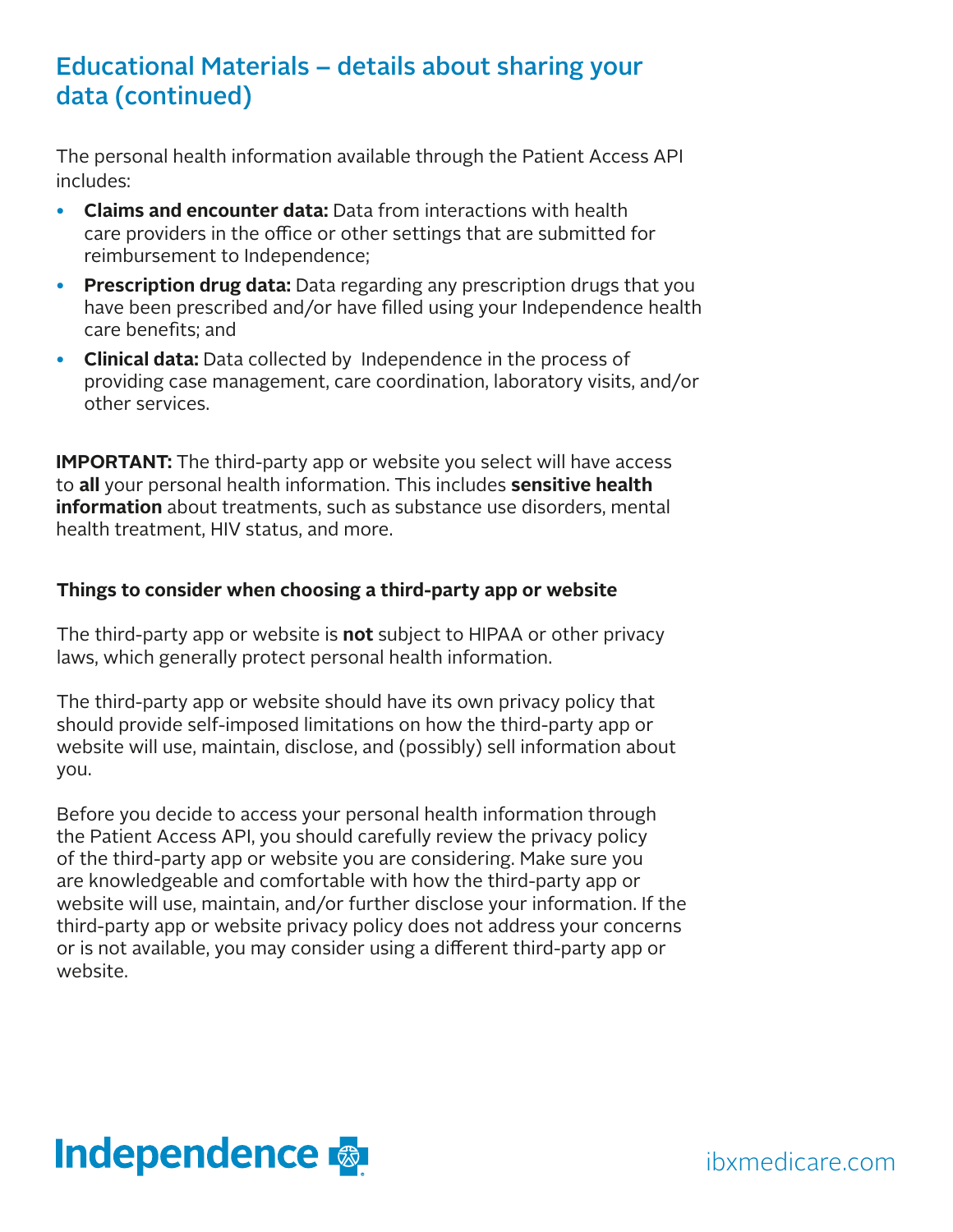## Educational Materials – details about sharing your data (continued)

The personal health information available through the Patient Access API includes:

- **Claims and encounter data:** Data from interactions with health care providers in the office or other settings that are submitted for reimbursement to Independence;
- **Prescription drug data:** Data regarding any prescription drugs that you have been prescribed and/or have filled using your Independence health care benefits; and
- **Clinical data:** Data collected by Independence in the process of providing case management, care coordination, laboratory visits, and/or other services.

**IMPORTANT:** The third-party app or website you select will have access to **all** your personal health information. This includes **sensitive health information** about treatments, such as substance use disorders, mental health treatment, HIV status, and more.

**Things to consider when choosing a third-party app or website**

The third-party app or website is **not** subject to HIPAA or other privacy laws, which generally protect personal health information.

The third-party app or website should have its own privacy policy that should provide self-imposed limitations on how the third-party app or website will use, maintain, disclose, and (possibly) sell information about you.

Before you decide to access your personal health information through the Patient Access API, you should carefully review the privacy policy of the third-party app or website you are considering. Make sure you are knowledgeable and comfortable with how the third-party app or website will use, maintain, and/or further disclose your information. If the third-party app or website privacy policy does not address your concerns or is not available, you may consider using a different third-party app or website.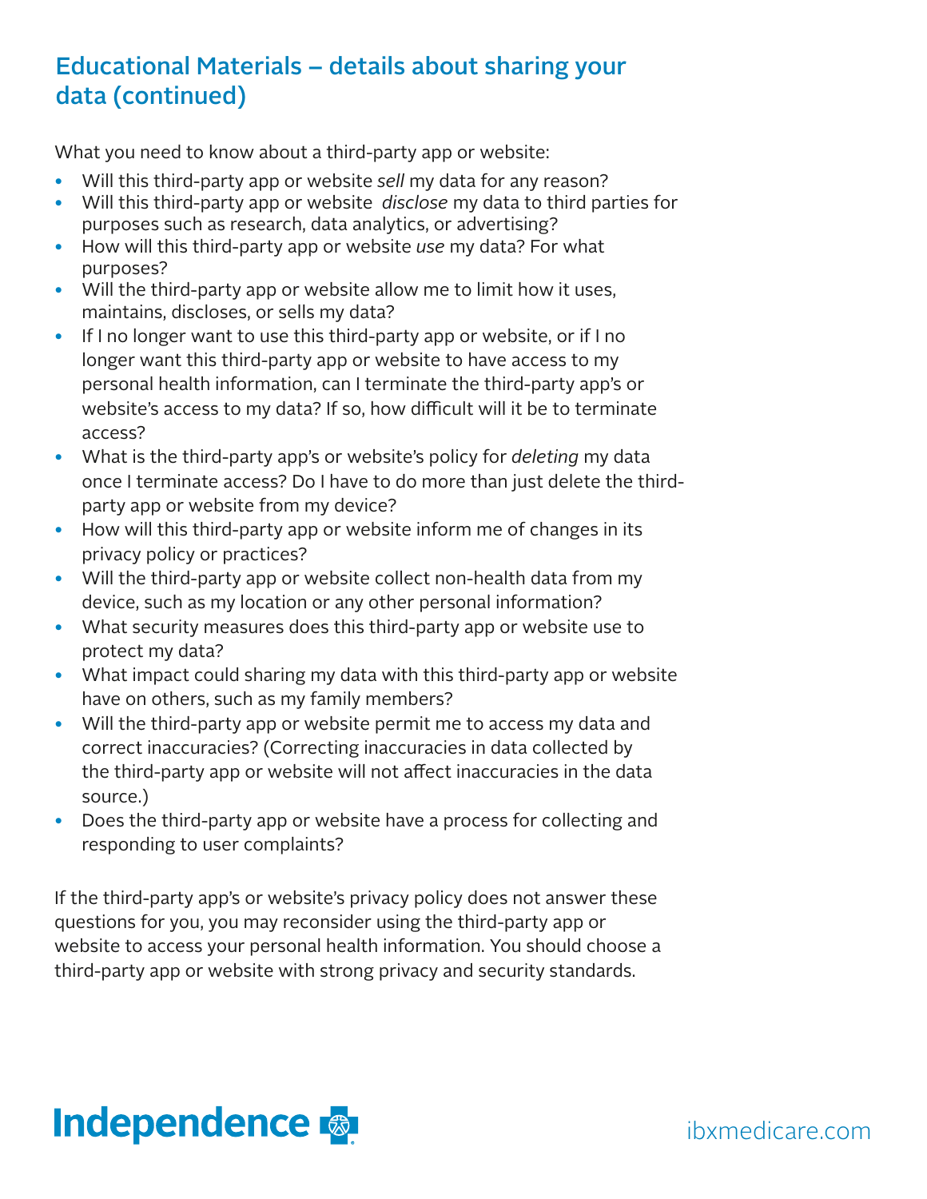## Educational Materials – details about sharing your data (continued)

What you need to know about a third-party app or website:

- Will this third-party app or website *sell* my data for any reason?
- Will this third-party app or website *disclose* my data to third parties for purposes such as research, data analytics, or advertising?
- How will this third-party app or website *use* my data? For what purposes?
- Will the third-party app or website allow me to limit how it uses, maintains, discloses, or sells my data?
- If I no longer want to use this third-party app or website, or if I no longer want this third-party app or website to have access to my personal health information, can I terminate the third-party app's or website's access to my data? If so, how difficult will it be to terminate access?
- What is the third-party app's or website's policy for *deleting* my data once I terminate access? Do I have to do more than just delete the third-party app or website from my device?
- How will this third-party app or website inform me of changes in its privacy policy or practices?
- Will the third-party app or website collect non-health data from my device, such as my location or any other personal information?
- What security measures does this third-party app or website use to protect my data?
- What impact could sharing my data with this third-party app or website have on others, such as my family members?
- Will the third-party app or website permit me to access my data and correct inaccuracies? (Correcting inaccuracies in data collected by the third-party app or website will not affect inaccuracies in the data source.)
- Does the third-party app or website have a process for collecting and responding to user complaints?

If the third-party app's or website's privacy policy does not answer these questions for you, you may reconsider using the third-party app or website to access your personal health information. You should choose a third-party app or website with strong privacy and security standards.

Independence

ibxmedicare.com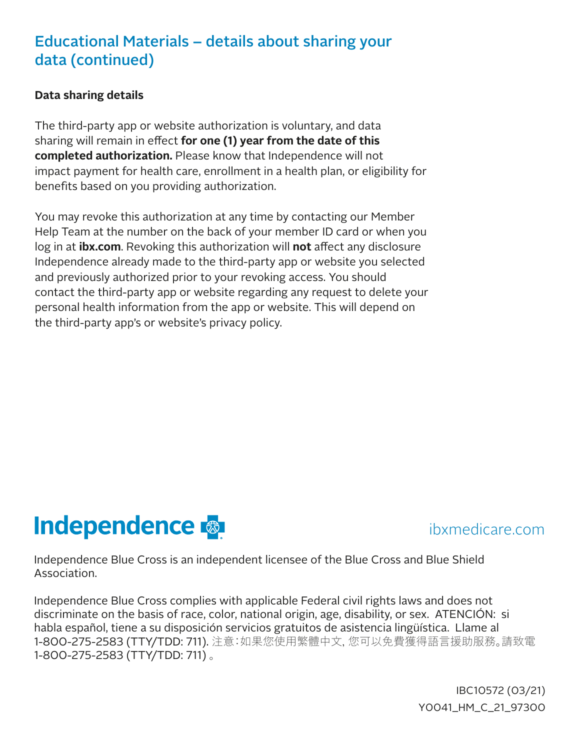## Educational Materials – details about sharing your data (continued)

**Data sharing details**

The third-party app or website authorization is voluntary, and data sharing will remain in effect **for one (1) year from the date of this completed authorization.** Please know that Independence will not impact payment for health care, enrollment in a health plan, or eligibility for benefits based on you providing authorization.

You may revoke this authorization at any time by contacting our Member Help Team at the number on the back of your member ID card or when you log in at **ibx.com**. Revoking this authorization will **not** affect any disclosure Independence already made to the third-party app or website you selected and previously authorized prior to your revoking access. You should contact the third-party app or website regarding any request to delete your personal health information from the app or website. This will depend on the third-party app's or website's privacy policy.

**Independence**

ibxmedicare.com

Independence Blue Cross is an independent licensee of the Blue Cross and Blue Shield Association.

Independence Blue Cross complies with applicable Federal civil rights laws and does not discriminate on the basis of race, color, national origin, age, disability, or sex. ATENCIÓN: si habla español, tiene a su disposición servicios gratuitos de asistencia lingüística. Llame al 1-800-275-2583 (TTY/TDD: 711). 注意：如果您使用繁體中文, 您可以免費獲得語言援助服務。請致電 1-800-275-2583 (TTY/TDD: 711) 。

IBC10572 (03/21)
Y0041_HM_C_21_97300